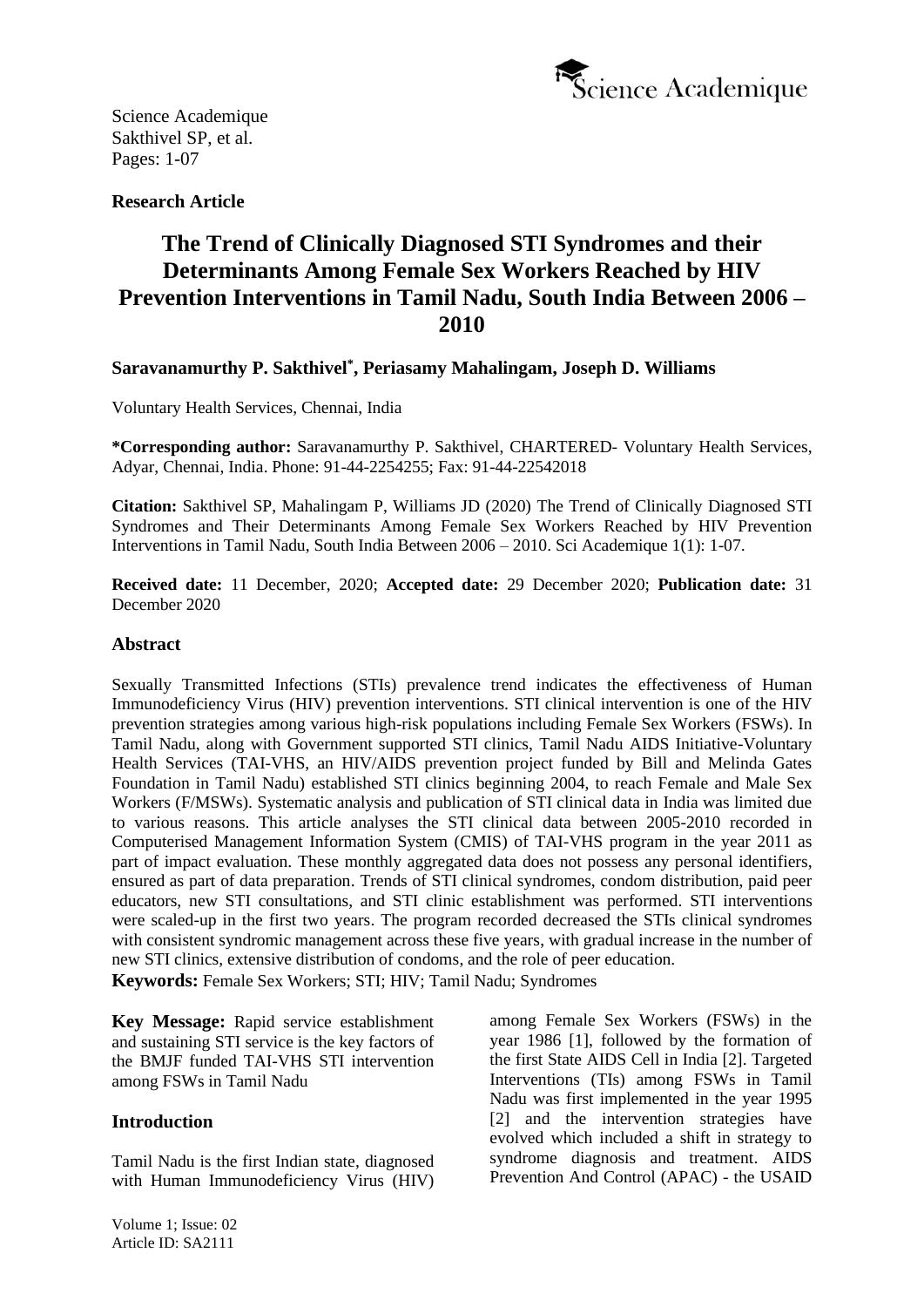**Research Article**

# The Trend of Clinically Diagnosed STI Syndromes and their Determinants Among Female Sex Workers Reached by HIV Prevention Interventions in Tamil Nadu, South India Between 2006 – 2010

**Saravanamurthy P. Sakthivel*, Periasamy Mahalingam, Joseph D. Williams**

Voluntary Health Services, Chennai, India

**\*Corresponding author:** Saravanamurthy P. Sakthivel, CHARTERED- Voluntary Health Services, Adyar, Chennai, India. Phone: 91-44-2254255; Fax: 91-44-22542018

**Citation:** Sakthivel SP, Mahalingam P, Williams JD (2020) The Trend of Clinically Diagnosed STI Syndromes and Their Determinants Among Female Sex Workers Reached by HIV Prevention Interventions in Tamil Nadu, South India Between 2006 – 2010. Sci Academique 1(1): 1-07.

**Received date:** 11 December, 2020; **Accepted date:** 29 December 2020; **Publication date:** 31 December 2020

## Abstract

Sexually Transmitted Infections (STIs) prevalence trend indicates the effectiveness of Human Immunodeficiency Virus (HIV) prevention interventions. STI clinical intervention is one of the HIV prevention strategies among various high-risk populations including Female Sex Workers (FSWs). In Tamil Nadu, along with Government supported STI clinics, Tamil Nadu AIDS Initiative-Voluntary Health Services (TAI-VHS, an HIV/AIDS prevention project funded by Bill and Melinda Gates Foundation in Tamil Nadu) established STI clinics beginning 2004, to reach Female and Male Sex Workers (F/MSWs). Systematic analysis and publication of STI clinical data in India was limited due to various reasons. This article analyses the STI clinical data between 2005-2010 recorded in Computerised Management Information System (CMIS) of TAI-VHS program in the year 2011 as part of impact evaluation. These monthly aggregated data does not possess any personal identifiers, ensured as part of data preparation. Trends of STI clinical syndromes, condom distribution, paid peer educators, new STI consultations, and STI clinic establishment was performed. STI interventions were scaled-up in the first two years. The program recorded decreased the STIs clinical syndromes with consistent syndromic management across these five years, with gradual increase in the number of new STI clinics, extensive distribution of condoms, and the role of peer education.

**Keywords:** Female Sex Workers; STI; HIV; Tamil Nadu; Syndromes

**Key Message:** Rapid service establishment and sustaining STI service is the key factors of the BMJF funded TAI-VHS STI intervention among FSWs in Tamil Nadu

## Introduction

Tamil Nadu is the first Indian state, diagnosed with Human Immunodeficiency Virus (HIV) among Female Sex Workers (FSWs) in the year 1986 [1], followed by the formation of the first State AIDS Cell in India [2]. Targeted Interventions (TIs) among FSWs in Tamil Nadu was first implemented in the year 1995 [2] and the intervention strategies have evolved which included a shift in strategy to syndrome diagnosis and treatment. AIDS Prevention And Control (APAC) - the USAID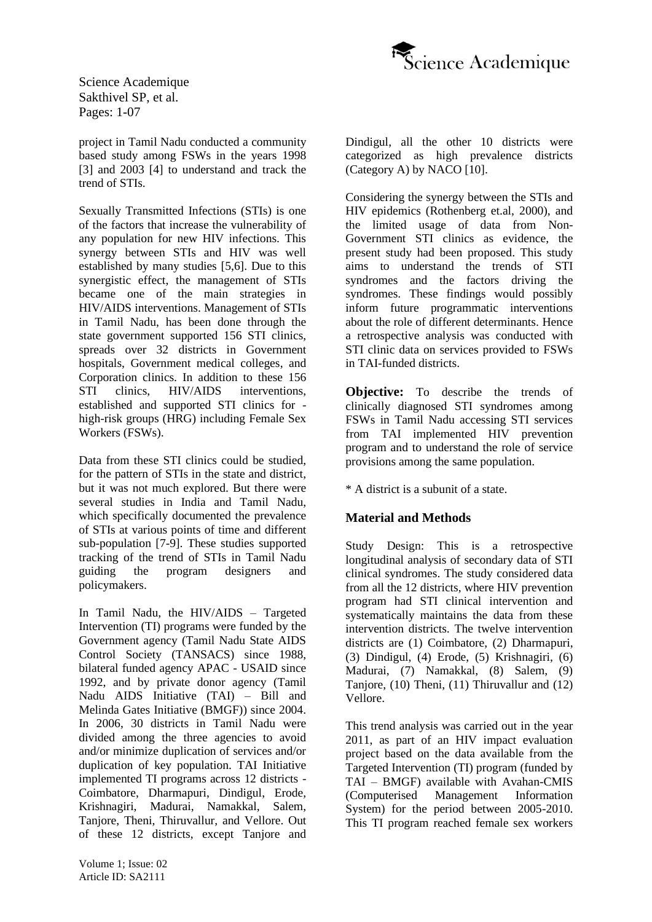project in Tamil Nadu conducted a community based study among FSWs in the years 1998 [3] and 2003 [4] to understand and track the trend of STIs.

Sexually Transmitted Infections (STIs) is one of the factors that increase the vulnerability of any population for new HIV infections. This synergy between STIs and HIV was well established by many studies [5,6]. Due to this synergistic effect, the management of STIs became one of the main strategies in HIV/AIDS interventions. Management of STIs in Tamil Nadu, has been done through the state government supported 156 STI clinics, spreads over 32 districts in Government hospitals, Government medical colleges, and Corporation clinics. In addition to these 156 STI clinics, HIV/AIDS interventions, established and supported STI clinics for - high-risk groups (HRG) including Female Sex Workers (FSWs).

Data from these STI clinics could be studied, for the pattern of STIs in the state and district, but it was not much explored. But there were several studies in India and Tamil Nadu, which specifically documented the prevalence of STIs at various points of time and different sub-population [7-9]. These studies supported tracking of the trend of STIs in Tamil Nadu guiding the program designers and policymakers.

In Tamil Nadu, the HIV/AIDS – Targeted Intervention (TI) programs were funded by the Government agency (Tamil Nadu State AIDS Control Society (TANSACS) since 1988, bilateral funded agency APAC - USAID since 1992, and by private donor agency (Tamil Nadu AIDS Initiative (TAI) – Bill and Melinda Gates Initiative (BMGF)) since 2004. In 2006, 30 districts in Tamil Nadu were divided among the three agencies to avoid and/or minimize duplication of services and/or duplication of key population. TAI Initiative implemented TI programs across 12 districts - Coimbatore, Dharmapuri, Dindigul, Erode, Krishnagiri, Madurai, Namakkal, Salem, Tanjore, Theni, Thiruvallur, and Vellore. Out of these 12 districts, except Tanjore and Dindigul, all the other 10 districts were categorized as high prevalence districts (Category A) by NACO [10].

Considering the synergy between the STIs and HIV epidemics (Rothenberg et.al, 2000), and the limited usage of data from Non-Government STI clinics as evidence, the present study had been proposed. This study aims to understand the trends of STI syndromes and the factors driving the syndromes. These findings would possibly inform future programmatic interventions about the role of different determinants. Hence a retrospective analysis was conducted with STI clinic data on services provided to FSWs in TAI-funded districts.

**Objective:** To describe the trends of clinically diagnosed STI syndromes among FSWs in Tamil Nadu accessing STI services from TAI implemented HIV prevention program and to understand the role of service provisions among the same population.

* A district is a subunit of a state.

## Material and Methods

Study Design: This is a retrospective longitudinal analysis of secondary data of STI clinical syndromes. The study considered data from all the 12 districts, where HIV prevention program had STI clinical intervention and systematically maintains the data from these intervention districts. The twelve intervention districts are (1) Coimbatore, (2) Dharmapuri, (3) Dindigul, (4) Erode, (5) Krishnagiri, (6) Madurai, (7) Namakkal, (8) Salem, (9) Tanjore, (10) Theni, (11) Thiruvallur and (12) Vellore.

This trend analysis was carried out in the year 2011, as part of an HIV impact evaluation project based on the data available from the Targeted Intervention (TI) program (funded by TAI – BMGF) available with Avahan-CMIS (Computerised Management Information System) for the period between 2005-2010. This TI program reached female sex workers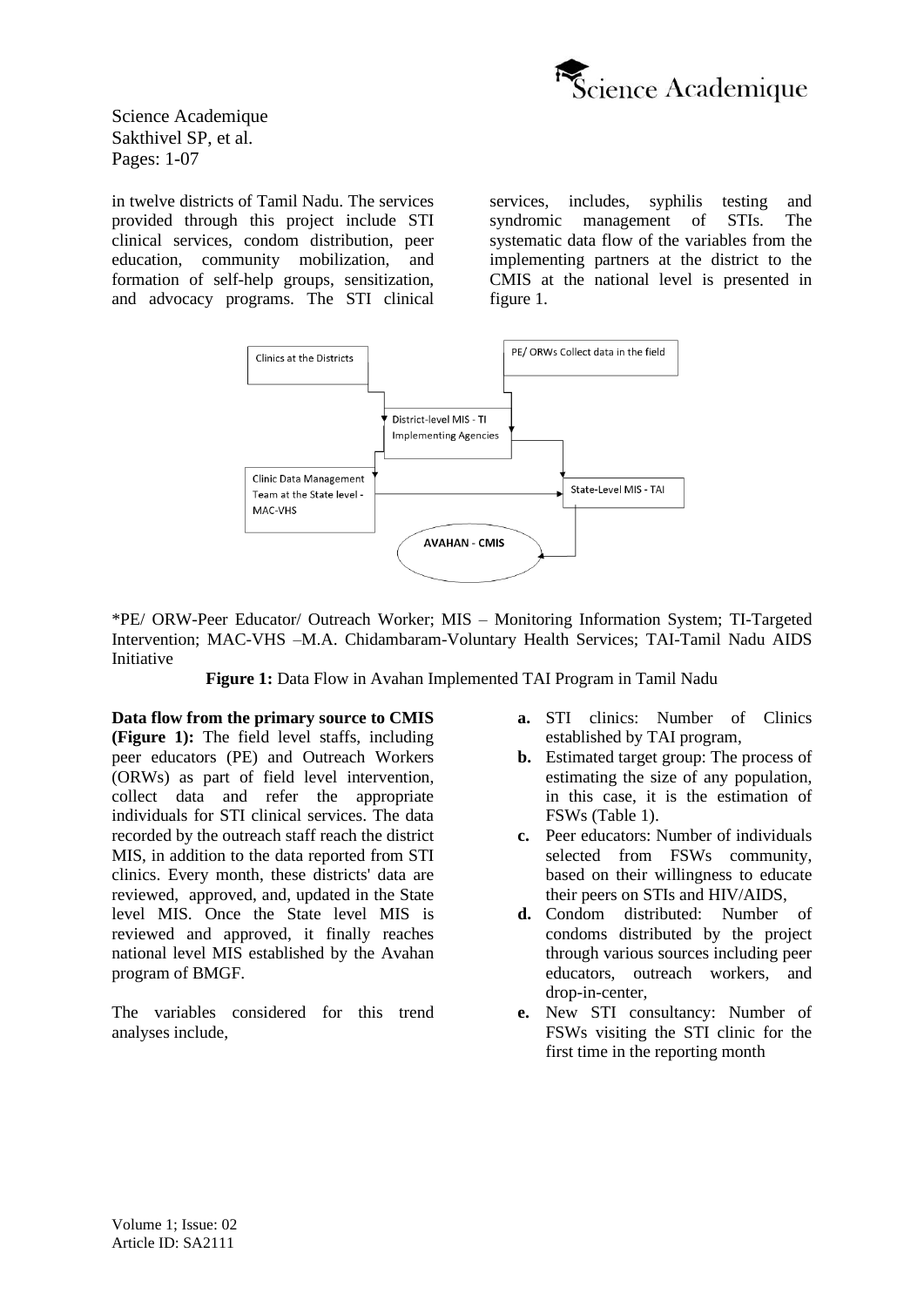in twelve districts of Tamil Nadu. The services provided through this project include STI clinical services, condom distribution, peer education, community mobilization, and formation of self-help groups, sensitization, and advocacy programs. The STI clinical services, includes, syphilis testing and syndromic management of STIs. The systematic data flow of the variables from the implementing partners at the district to the CMIS at the national level is presented in figure 1.

*PE/ ORW-Peer Educator/ Outreach Worker; MIS – Monitoring Information System; TI-Targeted Intervention; MAC-VHS –M.A. Chidambaram-Voluntary Health Services; TAI-Tamil Nadu AIDS Initiative

**Figure 1:** Data Flow in Avahan Implemented TAI Program in Tamil Nadu

**Data flow from the primary source to CMIS (Figure 1):** The field level staffs, including peer educators (PE) and Outreach Workers (ORWs) as part of field level intervention, collect data and refer the appropriate individuals for STI clinical services. The data recorded by the outreach staff reach the district MIS, in addition to the data reported from STI clinics. Every month, these districts' data are reviewed, approved, and, updated in the State level MIS. Once the State level MIS is reviewed and approved, it finally reaches national level MIS established by the Avahan program of BMGF.

The variables considered for this trend analyses include,

- **a.** STI clinics: Number of Clinics established by TAI program,
- **b.** Estimated target group: The process of estimating the size of any population, in this case, it is the estimation of FSWs (Table 1).
- **c.** Peer educators: Number of individuals selected from FSWs community, based on their willingness to educate their peers on STIs and HIV/AIDS,
- **d.** Condom distributed: Number of condoms distributed by the project through various sources including peer educators, outreach workers, and drop-in-center,
- **e.** New STI consultancy: Number of FSWs visiting the STI clinic for the first time in the reporting month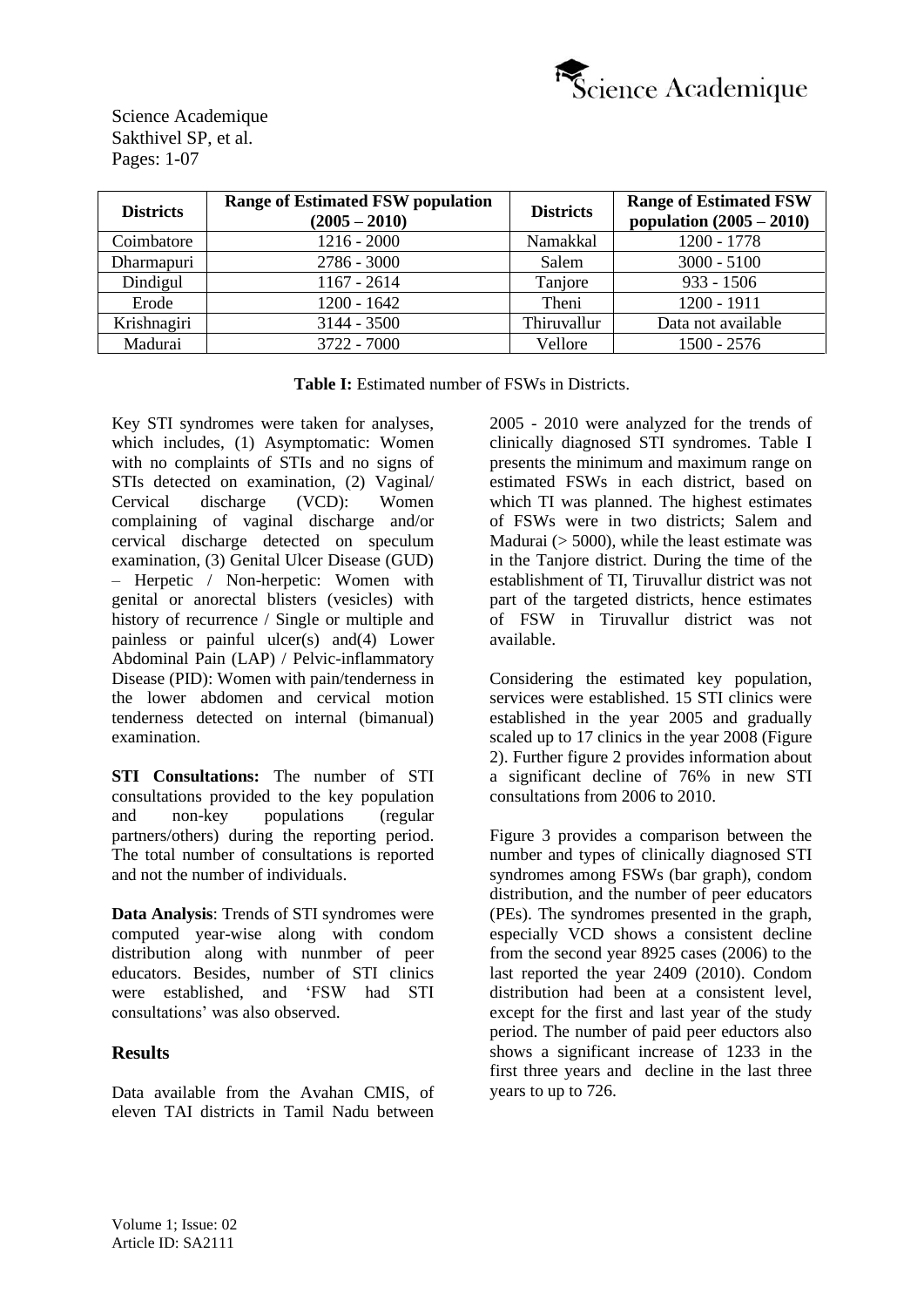| Districts | Range of Estimated FSW population (2005 – 2010) | Districts | Range of Estimated FSW population (2005 – 2010) |
|---|---|---|---|
| Coimbatore | 1216 - 2000 | Namakkal | 1200 - 1778 |
| Dharmapuri | 2786 - 3000 | Salem | 3000 - 5100 |
| Dindigul | 1167 - 2614 | Tanjore | 933 - 1506 |
| Erode | 1200 - 1642 | Theni | 1200 - 1911 |
| Krishnagiri | 3144 - 3500 | Thiruvallur | Data not available |
| Madurai | 3722 - 7000 | Vellore | 1500 - 2576 |

**Table I:** Estimated number of FSWs in Districts.

Key STI syndromes were taken for analyses, which includes, (1) Asymptomatic: Women with no complaints of STIs and no signs of STIs detected on examination, (2) Vaginal/ Cervical discharge (VCD): Women complaining of vaginal discharge and/or cervical discharge detected on speculum examination, (3) Genital Ulcer Disease (GUD) – Herpetic / Non-herpetic: Women with genital or anorectal blisters (vesicles) with history of recurrence / Single or multiple and painless or painful ulcer(s) and(4) Lower Abdominal Pain (LAP) / Pelvic-inflammatory Disease (PID): Women with pain/tenderness in the lower abdomen and cervical motion tenderness detected on internal (bimanual) examination.

**STI Consultations:** The number of STI consultations provided to the key population and non-key populations (regular partners/others) during the reporting period. The total number of consultations is reported and not the number of individuals.

**Data Analysis**: Trends of STI syndromes were computed year-wise along with condom distribution along with nunmber of peer educators. Besides, number of STI clinics were established, and 'FSW had STI consultations' was also observed.

## Results

Data available from the Avahan CMIS, of eleven TAI districts in Tamil Nadu between 2005 - 2010 were analyzed for the trends of clinically diagnosed STI syndromes. Table I presents the minimum and maximum range on estimated FSWs in each district, based on which TI was planned. The highest estimates of FSWs were in two districts; Salem and Madurai (> 5000), while the least estimate was in the Tanjore district. During the time of the establishment of TI, Tiruvallur district was not part of the targeted districts, hence estimates of FSW in Tiruvallur district was not available.

Considering the estimated key population, services were established. 15 STI clinics were established in the year 2005 and gradually scaled up to 17 clinics in the year 2008 (Figure 2). Further figure 2 provides information about a significant decline of 76% in new STI consultations from 2006 to 2010.

Figure 3 provides a comparison between the number and types of clinically diagnosed STI syndromes among FSWs (bar graph), condom distribution, and the number of peer educators (PEs). The syndromes presented in the graph, especially VCD shows a consistent decline from the second year 8925 cases (2006) to the last reported the year 2409 (2010). Condom distribution had been at a consistent level, except for the first and last year of the study period. The number of paid peer eductors also shows a significant increase of 1233 in the first three years and decline in the last three years to up to 726.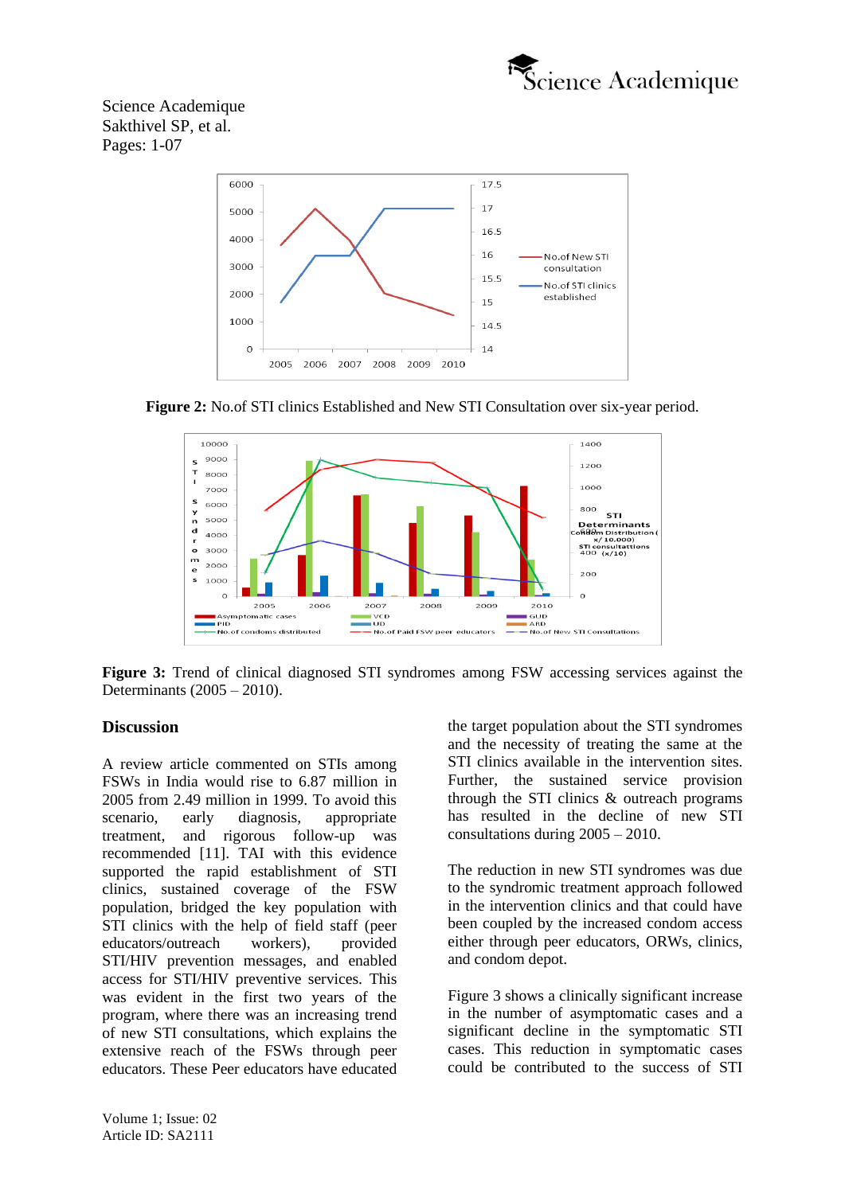**Figure 2:** No.of STI clinics Established and New STI Consultation over six-year period.

**Figure 3:** Trend of clinical diagnosed STI syndromes among FSW accessing services against the Determinants (2005 – 2010).

## Discussion

A review article commented on STIs among FSWs in India would rise to 6.87 million in 2005 from 2.49 million in 1999. To avoid this scenario, early diagnosis, appropriate treatment, and rigorous follow-up was recommended [11]. TAI with this evidence supported the rapid establishment of STI clinics, sustained coverage of the FSW population, bridged the key population with STI clinics with the help of field staff (peer educators/outreach workers), provided STI/HIV prevention messages, and enabled access for STI/HIV preventive services. This was evident in the first two years of the program, where there was an increasing trend of new STI consultations, which explains the extensive reach of the FSWs through peer educators. These Peer educators have educated the target population about the STI syndromes and the necessity of treating the same at the STI clinics available in the intervention sites. Further, the sustained service provision through the STI clinics & outreach programs has resulted in the decline of new STI consultations during 2005 – 2010.

The reduction in new STI syndromes was due to the syndromic treatment approach followed in the intervention clinics and that could have been coupled by the increased condom access either through peer educators, ORWs, clinics, and condom depot.

Figure 3 shows a clinically significant increase in the number of asymptomatic cases and a significant decline in the symptomatic STI cases. This reduction in symptomatic cases could be contributed to the success of STI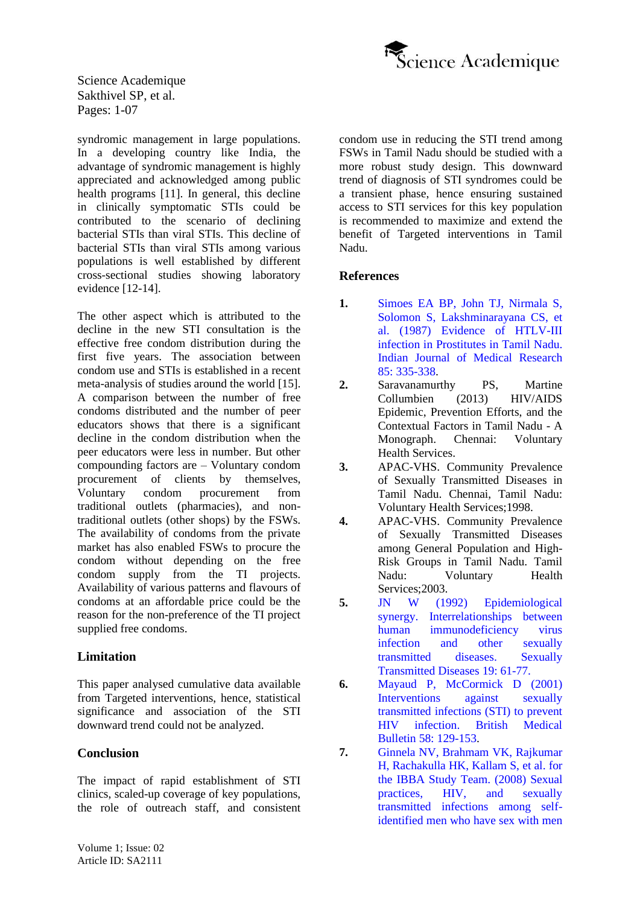syndromic management in large populations. In a developing country like India, the advantage of syndromic management is highly appreciated and acknowledged among public health programs [11]. In general, this decline in clinically symptomatic STIs could be contributed to the scenario of declining bacterial STIs than viral STIs. This decline of bacterial STIs than viral STIs among various populations is well established by different cross-sectional studies showing laboratory evidence [12-14].

The other aspect which is attributed to the decline in the new STI consultation is the effective free condom distribution during the first five years. The association between condom use and STIs is established in a recent meta-analysis of studies around the world [15]. A comparison between the number of free condoms distributed and the number of peer educators shows that there is a significant decline in the condom distribution when the peer educators were less in number. But other compounding factors are – Voluntary condom procurement of clients by themselves, Voluntary condom procurement from traditional outlets (pharmacies), and non-traditional outlets (other shops) by the FSWs. The availability of condoms from the private market has also enabled FSWs to procure the condom without depending on the free condom supply from the TI projects. Availability of various patterns and flavours of condoms at an affordable price could be the reason for the non-preference of the TI project supplied free condoms.

## Limitation

This paper analysed cumulative data available from Targeted interventions, hence, statistical significance and association of the STI downward trend could not be analyzed.

## Conclusion

The impact of rapid establishment of STI clinics, scaled-up coverage of key populations, the role of outreach staff, and consistent condom use in reducing the STI trend among FSWs in Tamil Nadu should be studied with a more robust study design. This downward trend of diagnosis of STI syndromes could be a transient phase, hence ensuring sustained access to STI services for this key population is recommended to maximize and extend the benefit of Targeted interventions in Tamil Nadu.

## References

1. Simoes EA BP, John TJ, Nirmala S, Solomon S, Lakshminarayana CS, et al. (1987) Evidence of HTLV-III infection in Prostitutes in Tamil Nadu. Indian Journal of Medical Research 85: 335-338.
2. Saravanamurthy PS, Martine Collumbien (2013) HIV/AIDS Epidemic, Prevention Efforts, and the Contextual Factors in Tamil Nadu - A Monograph. Chennai: Voluntary Health Services.
3. APAC-VHS. Community Prevalence of Sexually Transmitted Diseases in Tamil Nadu. Chennai, Tamil Nadu: Voluntary Health Services;1998.
4. APAC-VHS. Community Prevalence of Sexually Transmitted Diseases among General Population and High-Risk Groups in Tamil Nadu. Tamil Nadu: Voluntary Health Services;2003.
5. JN W (1992) Epidemiological synergy. Interrelationships between human immunodeficiency virus infection and other sexually transmitted diseases. Sexually Transmitted Diseases 19: 61-77.
6. Mayaud P, McCormick D (2001) Interventions against sexually transmitted infections (STI) to prevent HIV infection. British Medical Bulletin 58: 129-153.
7. Ginnela NV, Brahmam VK, Rajkumar H, Rachakulla HK, Kallam S, et al. for the IBBA Study Team. (2008) Sexual practices, HIV, and sexually transmitted infections among self-identified men who have sex with men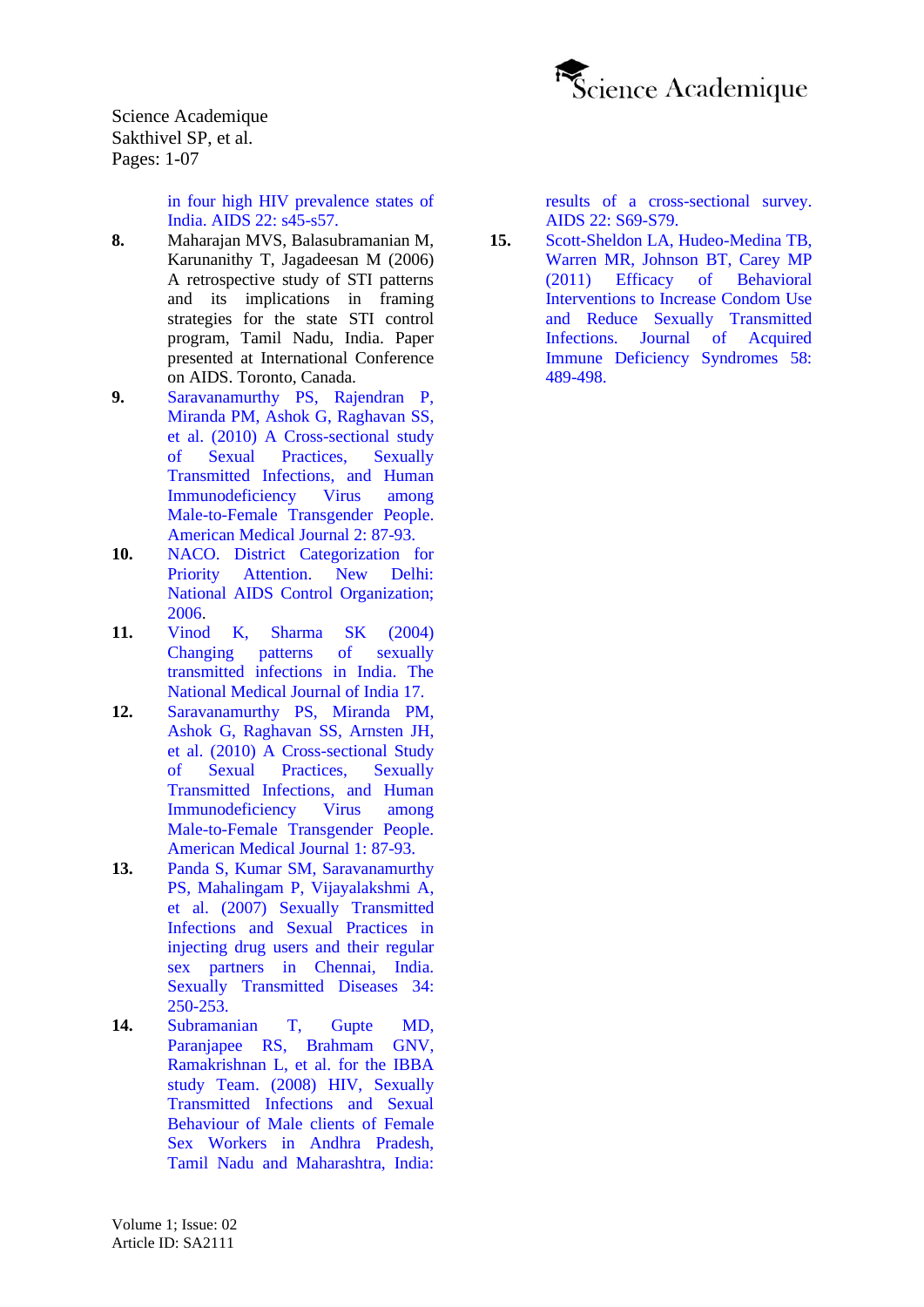in four high HIV prevalence states of India. AIDS 22: s45-s57.

8. Maharajan MVS, Balasubramanian M, Karunanithy T, Jagadeesan M (2006) A retrospective study of STI patterns and its implications in framing strategies for the state STI control program, Tamil Nadu, India. Paper presented at International Conference on AIDS. Toronto, Canada.
9. Saravanamurthy PS, Rajendran P, Miranda PM, Ashok G, Raghavan SS, et al. (2010) A Cross-sectional study of Sexual Practices, Sexually Transmitted Infections, and Human Immunodeficiency Virus among Male-to-Female Transgender People. American Medical Journal 2: 87-93.
10. NACO. District Categorization for Priority Attention. New Delhi: National AIDS Control Organization; 2006.
11. Vinod K, Sharma SK (2004) Changing patterns of sexually transmitted infections in India. The National Medical Journal of India 17.
12. Saravanamurthy PS, Miranda PM, Ashok G, Raghavan SS, Arnsten JH, et al. (2010) A Cross-sectional Study of Sexual Practices, Sexually Transmitted Infections, and Human Immunodeficiency Virus among Male-to-Female Transgender People. American Medical Journal 1: 87-93.
13. Panda S, Kumar SM, Saravanamurthy PS, Mahalingam P, Vijayalakshmi A, et al. (2007) Sexually Transmitted Infections and Sexual Practices in injecting drug users and their regular sex partners in Chennai, India. Sexually Transmitted Diseases 34: 250-253.
14. Subramanian T, Gupte MD, Paranjapee RS, Brahmam GNV, Ramakrishnan L, et al. for the IBBA study Team. (2008) HIV, Sexually Transmitted Infections and Sexual Behaviour of Male clients of Female Sex Workers in Andhra Pradesh, Tamil Nadu and Maharashtra, India: results of a cross-sectional survey. AIDS 22: S69-S79.
15. Scott-Sheldon LA, Hudeo-Medina TB, Warren MR, Johnson BT, Carey MP (2011) Efficacy of Behavioral Interventions to Increase Condom Use and Reduce Sexually Transmitted Infections. Journal of Acquired Immune Deficiency Syndromes 58: 489-498.